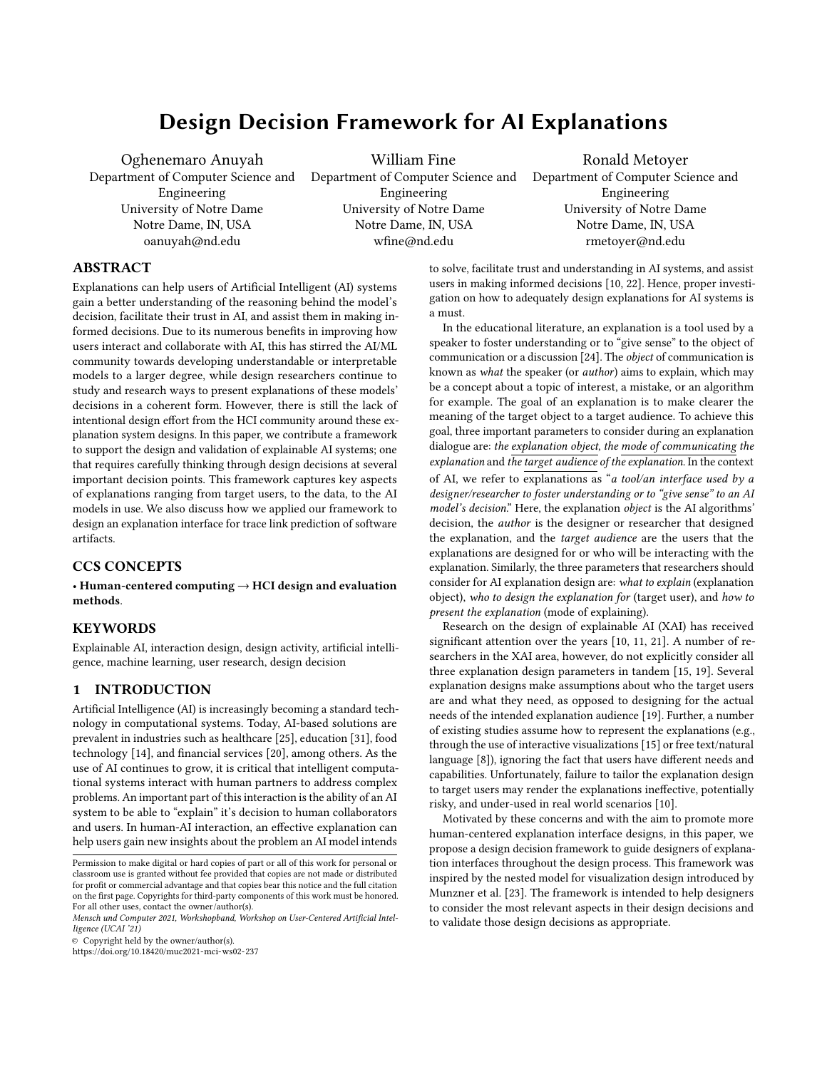# Design Decision Framework for AI Explanations

Oghenemaro Anuyah
Department of Computer Science and Engineering
University of Notre Dame
Notre Dame, IN, USA
oanuyah@nd.edu

William Fine
Department of Computer Science and Engineering
University of Notre Dame
Notre Dame, IN, USA
wfine@nd.edu

Ronald Metoyer
Department of Computer Science and Engineering
University of Notre Dame
Notre Dame, IN, USA
rmetoyer@nd.edu

## ABSTRACT

Explanations can help users of Artificial Intelligent (AI) systems gain a better understanding of the reasoning behind the model's decision, facilitate their trust in AI, and assist them in making informed decisions. Due to its numerous benefits in improving how users interact and collaborate with AI, this has stirred the AI/ML community towards developing understandable or interpretable models to a larger degree, while design researchers continue to study and research ways to present explanations of these models' decisions in a coherent form. However, there is still the lack of intentional design effort from the HCI community around these explanation system designs. In this paper, we contribute a framework to support the design and validation of explainable AI systems; one that requires carefully thinking through design decisions at several important decision points. This framework captures key aspects of explanations ranging from target users, to the data, to the AI models in use. We also discuss how we applied our framework to design an explanation interface for trace link prediction of software artifacts.

## CCS CONCEPTS

• **Human-centered computing → HCI design and evaluation methods**.

## KEYWORDS

Explainable AI, interaction design, design activity, artificial intelligence, machine learning, user research, design decision

## 1 INTRODUCTION

Artificial Intelligence (AI) is increasingly becoming a standard technology in computational systems. Today, AI-based solutions are prevalent in industries such as healthcare [25], education [31], food technology [14], and financial services [20], among others. As the use of AI continues to grow, it is critical that intelligent computational systems interact with human partners to address complex problems. An important part of this interaction is the ability of an AI system to be able to "explain" it's decision to human collaborators and users. In human-AI interaction, an effective explanation can help users gain new insights about the problem an AI model intends to solve, facilitate trust and understanding in AI systems, and assist users in making informed decisions [10, 22]. Hence, proper investigation on how to adequately design explanations for AI systems is a must.

In the educational literature, an explanation is a tool used by a speaker to foster understanding or to "give sense" to the object of communication or a discussion [24]. The *object* of communication is known as *what* the speaker (or *author*) aims to explain, which may be a concept about a topic of interest, a mistake, or an algorithm for example. The goal of an explanation is to make clearer the meaning of the target object to a target audience. To achieve this goal, three important parameters to consider during an explanation dialogue are: *the explanation object*, *the mode of communicating the explanation* and *the target audience of the explanation.* In the context of AI, we refer to explanations as "*a tool/an interface used by a designer/researcher to foster understanding or to "give sense" to an AI model's decision.*" Here, the explanation *object* is the AI algorithms' decision, the *author* is the designer or researcher that designed the explanation, and the *target audience* are the users that the explanations are designed for or who will be interacting with the explanation. Similarly, the three parameters that researchers should consider for AI explanation design are: *what to explain* (explanation object), *who to design the explanation for* (target user), and *how to present the explanation* (mode of explaining).

Research on the design of explainable AI (XAI) has received significant attention over the years [10, 11, 21]. A number of researchers in the XAI area, however, do not explicitly consider all three explanation design parameters in tandem [15, 19]. Several explanation designs make assumptions about who the target users are and what they need, as opposed to designing for the actual needs of the intended explanation audience [19]. Further, a number of existing studies assume how to represent the explanations (e.g., through the use of interactive visualizations [15] or free text/natural language [8]), ignoring the fact that users have different needs and capabilities. Unfortunately, failure to tailor the explanation design to target users may render the explanations ineffective, potentially risky, and under-used in real world scenarios [10].

Motivated by these concerns and with the aim to promote more human-centered explanation interface designs, in this paper, we propose a design decision framework to guide designers of explanation interfaces throughout the design process. This framework was inspired by the nested model for visualization design introduced by Munzner et al. [23]. The framework is intended to help designers to consider the most relevant aspects in their design decisions and to validate those design decisions as appropriate.

Permission to make digital or hard copies of part or all of this work for personal or classroom use is granted without fee provided that copies are not made or distributed for profit or commercial advantage and that copies bear this notice and the full citation on the first page. Copyrights for third-party components of this work must be honored. For all other uses, contact the owner/author(s).
*Mensch und Computer 2021, Workshopband, Workshop on User-Centered Artificial Intelligence (UCAI '21)*
© Copyright held by the owner/author(s).
https://doi.org/10.18420/muc2021-mci-ws02-237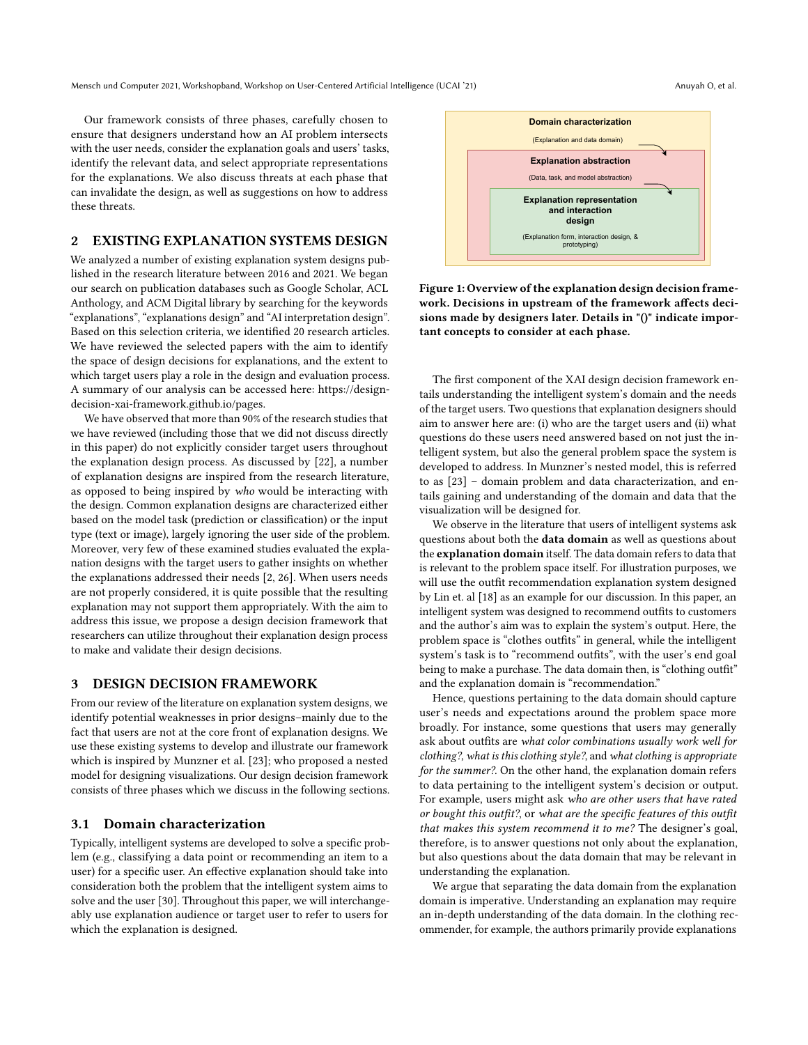Our framework consists of three phases, carefully chosen to ensure that designers understand how an AI problem intersects with the user needs, consider the explanation goals and users' tasks, identify the relevant data, and select appropriate representations for the explanations. We also discuss threats at each phase that can invalidate the design, as well as suggestions on how to address these threats.

## 2 EXISTING EXPLANATION SYSTEMS DESIGN

We analyzed a number of existing explanation system designs published in the research literature between 2016 and 2021. We began our search on publication databases such as Google Scholar, ACL Anthology, and ACM Digital library by searching for the keywords "explanations", "explanations design" and "AI interpretation design". Based on this selection criteria, we identified 20 research articles. We have reviewed the selected papers with the aim to identify the space of design decisions for explanations, and the extent to which target users play a role in the design and evaluation process. A summary of our analysis can be accessed here: https://design-decision-xai-framework.github.io/pages.

We have observed that more than 90% of the research studies that we have reviewed (including those that we did not discuss directly in this paper) do not explicitly consider target users throughout the explanation design process. As discussed by [22], a number of explanation designs are inspired from the research literature, as opposed to being inspired by *who* would be interacting with the design. Common explanation designs are characterized either based on the model task (prediction or classification) or the input type (text or image), largely ignoring the user side of the problem. Moreover, very few of these examined studies evaluated the explanation designs with the target users to gather insights on whether the explanations addressed their needs [2, 26]. When users needs are not properly considered, it is quite possible that the resulting explanation may not support them appropriately. With the aim to address this issue, we propose a design decision framework that researchers can utilize throughout their explanation design process to make and validate their design decisions.

## 3 DESIGN DECISION FRAMEWORK

From our review of the literature on explanation system designs, we identify potential weaknesses in prior designs–mainly due to the fact that users are not at the core front of explanation designs. We use these existing systems to develop and illustrate our framework which is inspired by Munzner et al. [23]; who proposed a nested model for designing visualizations. Our design decision framework consists of three phases which we discuss in the following sections.

### 3.1 Domain characterization

Typically, intelligent systems are developed to solve a specific problem (e.g., classifying a data point or recommending an item to a user) for a specific user. An effective explanation should take into consideration both the problem that the intelligent system aims to solve and the user [30]. Throughout this paper, we will interchangeably use explanation audience or target user to refer to users for which the explanation is designed.

**Domain characterization**

(Explanation and data domain)

**Explanation abstraction**

(Data, task, and model abstraction)

**Explanation representation and interaction design**

(Explanation form, interaction design, & prototyping)

**Figure 1: Overview of the explanation design decision framework. Decisions in upstream of the framework affects decisions made by designers later. Details in "()" indicate important concepts to consider at each phase.**

The first component of the XAI design decision framework entails understanding the intelligent system's domain and the needs of the target users. Two questions that explanation designers should aim to answer here are: (i) who are the target users and (ii) what questions do these users need answered based on not just the intelligent system, but also the general problem space the system is developed to address. In Munzner's nested model, this is referred to as [23] – domain problem and data characterization, and entails gaining and understanding of the domain and data that the visualization will be designed for.

We observe in the literature that users of intelligent systems ask questions about both the **data domain** as well as questions about the **explanation domain** itself. The data domain refers to data that is relevant to the problem space itself. For illustration purposes, we will use the outfit recommendation explanation system designed by Lin et. al [18] as an example for our discussion. In this paper, an intelligent system was designed to recommend outfits to customers and the author's aim was to explain the system's output. Here, the problem space is "clothes outfits" in general, while the intelligent system's task is to "recommend outfits", with the user's end goal being to make a purchase. The data domain then, is "clothing outfit" and the explanation domain is "recommendation."

Hence, questions pertaining to the data domain should capture user's needs and expectations around the problem space more broadly. For instance, some questions that users may generally ask about outfits are *what color combinations usually work well for clothing?*, *what is this clothing style?*, and *what clothing is appropriate for the summer?*. On the other hand, the explanation domain refers to data pertaining to the intelligent system's decision or output. For example, users might ask *who are other users that have rated or bought this outfit?*, or *what are the specific features of this outfit that makes this system recommend it to me?* The designer's goal, therefore, is to answer questions not only about the explanation, but also questions about the data domain that may be relevant in understanding the explanation.

We argue that separating the data domain from the explanation domain is imperative. Understanding an explanation may require an in-depth understanding of the data domain. In the clothing recommender, for example, the authors primarily provide explanations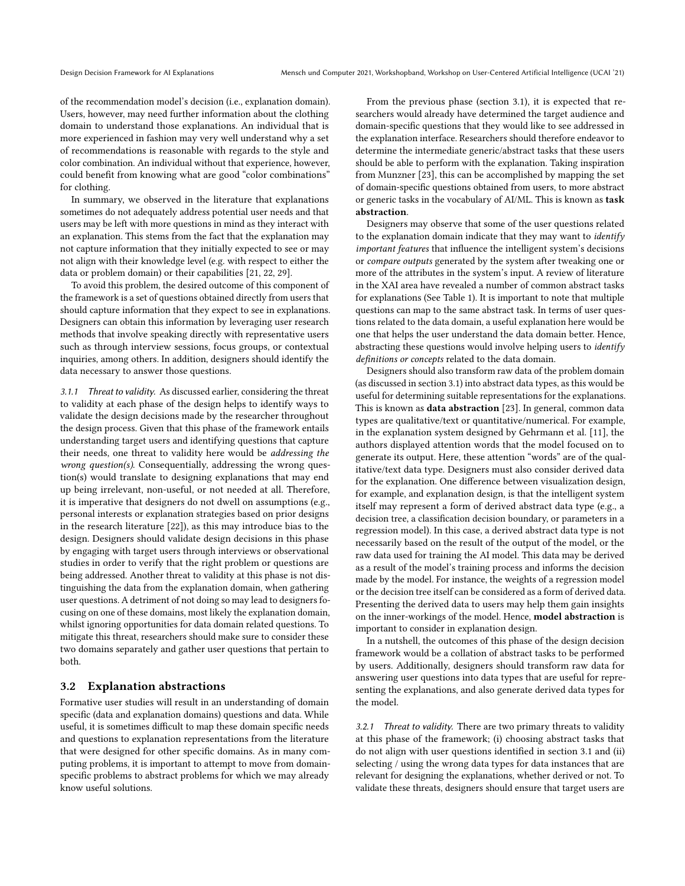of the recommendation model's decision (i.e., explanation domain). Users, however, may need further information about the clothing domain to understand those explanations. An individual that is more experienced in fashion may very well understand why a set of recommendations is reasonable with regards to the style and color combination. An individual without that experience, however, could benefit from knowing what are good "color combinations" for clothing.

In summary, we observed in the literature that explanations sometimes do not adequately address potential user needs and that users may be left with more questions in mind as they interact with an explanation. This stems from the fact that the explanation may not capture information that they initially expected to see or may not align with their knowledge level (e.g. with respect to either the data or problem domain) or their capabilities [21, 22, 29].

To avoid this problem, the desired outcome of this component of the framework is a set of questions obtained directly from users that should capture information that they expect to see in explanations. Designers can obtain this information by leveraging user research methods that involve speaking directly with representative users such as through interview sessions, focus groups, or contextual inquiries, among others. In addition, designers should identify the data necessary to answer those questions.

#### 3.1.1 Threat to validity.

As discussed earlier, considering the threat to validity at each phase of the design helps to identify ways to validate the design decisions made by the researcher throughout the design process. Given that this phase of the framework entails understanding target users and identifying questions that capture their needs, one threat to validity here would be *addressing the wrong question(s)*. Consequentially, addressing the wrong question(s) would translate to designing explanations that may end up being irrelevant, non-useful, or not needed at all. Therefore, it is imperative that designers do not dwell on assumptions (e.g., personal interests or explanation strategies based on prior designs in the research literature [22]), as this may introduce bias to the design. Designers should validate design decisions in this phase by engaging with target users through interviews or observational studies in order to verify that the right problem or questions are being addressed. Another threat to validity at this phase is not distinguishing the data from the explanation domain, when gathering user questions. A detriment of not doing so may lead to designers focusing on one of these domains, most likely the explanation domain, whilst ignoring opportunities for data domain related questions. To mitigate this threat, researchers should make sure to consider these two domains separately and gather user questions that pertain to both.

### 3.2 Explanation abstractions

Formative user studies will result in an understanding of domain specific (data and explanation domains) questions and data. While useful, it is sometimes difficult to map these domain specific needs and questions to explanation representations from the literature that were designed for other specific domains. As in many computing problems, it is important to attempt to move from domain-specific problems to abstract problems for which we may already know useful solutions.

From the previous phase (section 3.1), it is expected that researchers would already have determined the target audience and domain-specific questions that they would like to see addressed in the explanation interface. Researchers should therefore endeavor to determine the intermediate generic/abstract tasks that these users should be able to perform with the explanation. Taking inspiration from Munzner [23], this can be accomplished by mapping the set of domain-specific questions obtained from users, to more abstract or generic tasks in the vocabulary of AI/ML. This is known as **task abstraction**.

Designers may observe that some of the user questions related to the explanation domain indicate that they may want to *identify important features* that influence the intelligent system's decisions or *compare outputs* generated by the system after tweaking one or more of the attributes in the system's input. A review of literature in the XAI area have revealed a number of common abstract tasks for explanations (See Table 1). It is important to note that multiple questions can map to the same abstract task. In terms of user questions related to the data domain, a useful explanation here would be one that helps the user understand the data domain better. Hence, abstracting these questions would involve helping users to *identify definitions or concepts* related to the data domain.

Designers should also transform raw data of the problem domain (as discussed in section 3.1) into abstract data types, as this would be useful for determining suitable representations for the explanations. This is known as **data abstraction** [23]. In general, common data types are qualitative/text or quantitative/numerical. For example, in the explanation system designed by Gehrmann et al. [11], the authors displayed attention words that the model focused on to generate its output. Here, these attention "words" are of the qualitative/text data type. Designers must also consider derived data for the explanation. One difference between visualization design, for example, and explanation design, is that the intelligent system itself may represent a form of derived abstract data type (e.g., a decision tree, a classification decision boundary, or parameters in a regression model). In this case, a derived abstract data type is not necessarily based on the result of the output of the model, or the raw data used for training the AI model. This data may be derived as a result of the model's training process and informs the decision made by the model. For instance, the weights of a regression model or the decision tree itself can be considered as a form of derived data. Presenting the derived data to users may help them gain insights on the inner-workings of the model. Hence, **model abstraction** is important to consider in explanation design.

In a nutshell, the outcomes of this phase of the design decision framework would be a collation of abstract tasks to be performed by users. Additionally, designers should transform raw data for answering user questions into data types that are useful for representing the explanations, and also generate derived data types for the model.

#### 3.2.1 Threat to validity.

There are two primary threats to validity at this phase of the framework; (i) choosing abstract tasks that do not align with user questions identified in section 3.1 and (ii) selecting / using the wrong data types for data instances that are relevant for designing the explanations, whether derived or not. To validate these threats, designers should ensure that target users are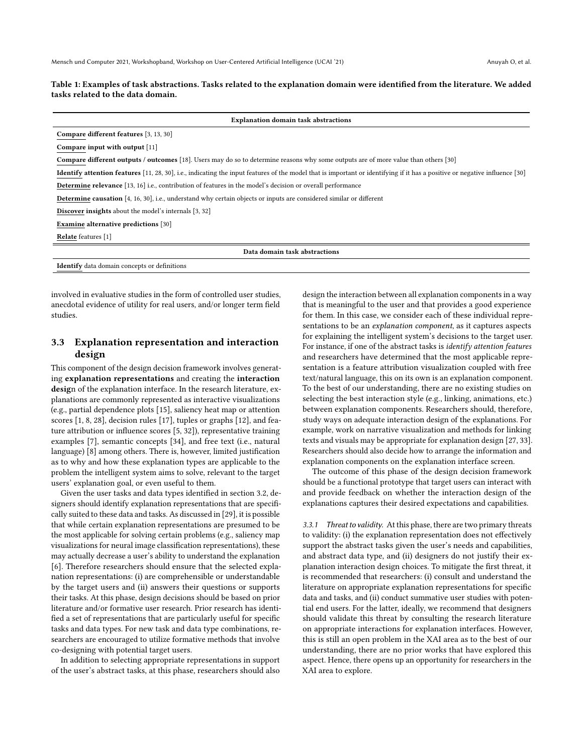**Table 1: Examples of task abstractions. Tasks related to the explanation domain were identified from the literature. We added tasks related to the data domain.**

| Explanation domain task abstractions |
|---|
| **Compare different features** [3, 13, 30] |
| **Compare input with output** [11] |
| **Compare different outputs / outcomes** [18]. Users may do so to determine reasons why some outputs are of more value than others [30] |
| **Identify attention features** [11, 28, 30], i.e., indicating the input features of the model that is important or identifying if it has a positive or negative influence [30] |
| **Determine relevance** [13, 16] i.e., contribution of features in the model's decision or overall performance |
| **Determine causation** [4, 16, 30], i.e., understand why certain objects or inputs are considered similar or different |
| **Discover insights** about the model's internals [3, 32] |
| **Examine alternative predictions** [30] |
| **Relate** features [1] |
| **Data domain task abstractions** |
| **Identify** data domain concepts or definitions |

involved in evaluative studies in the form of controlled user studies, anecdotal evidence of utility for real users, and/or longer term field studies.

### 3.3 Explanation representation and interaction design

This component of the design decision framework involves generating **explanation representations** and creating the **interaction design** of the explanation interface. In the research literature, explanations are commonly represented as interactive visualizations (e.g., partial dependence plots [15], saliency heat map or attention scores [1, 8, 28], decision rules [17], tuples or graphs [12], and feature attribution or influence scores [5, 32]), representative training examples [7], semantic concepts [34], and free text (i.e., natural language) [8] among others. There is, however, limited justification as to why and how these explanation types are applicable to the problem the intelligent system aims to solve, relevant to the target users' explanation goal, or even useful to them.

Given the user tasks and data types identified in section 3.2, designers should identify explanation representations that are specifically suited to these data and tasks. As discussed in [29], it is possible that while certain explanation representations are presumed to be the most applicable for solving certain problems (e.g., saliency map visualizations for neural image classification representations), these may actually decrease a user's ability to understand the explanation [6]. Therefore researchers should ensure that the selected explanation representations: (i) are comprehensible or understandable by the target users and (ii) answers their questions or supports their tasks. At this phase, design decisions should be based on prior literature and/or formative user research. Prior research has identified a set of representations that are particularly useful for specific tasks and data types. For new task and data type combinations, researchers are encouraged to utilize formative methods that involve co-designing with potential target users.

In addition to selecting appropriate representations in support of the user's abstract tasks, at this phase, researchers should also design the interaction between all explanation components in a way that is meaningful to the user and that provides a good experience for them. In this case, we consider each of these individual representations to be an *explanation component*, as it captures aspects for explaining the intelligent system's decisions to the target user. For instance, if one of the abstract tasks is *identify attention features* and researchers have determined that the most applicable representation is a feature attribution visualization coupled with free text/natural language, this on its own is an explanation component. To the best of our understanding, there are no existing studies on selecting the best interaction style (e.g., linking, animations, etc.) between explanation components. Researchers should, therefore, study ways on adequate interaction design of the explanations. For example, work on narrative visualization and methods for linking texts and visuals may be appropriate for explanation design [27, 33]. Researchers should also decide how to arrange the information and explanation components on the explanation interface screen.

The outcome of this phase of the design decision framework should be a functional prototype that target users can interact with and provide feedback on whether the interaction design of the explanations captures their desired expectations and capabilities.

*3.3.1 Threat to validity.* At this phase, there are two primary threats to validity: (i) the explanation representation does not effectively support the abstract tasks given the user's needs and capabilities, and abstract data type, and (ii) designers do not justify their explanation interaction design choices. To mitigate the first threat, it is recommended that researchers: (i) consult and understand the literature on appropriate explanation representations for specific data and tasks, and (ii) conduct summative user studies with potential end users. For the latter, ideally, we recommend that designers should validate this threat by consulting the research literature on appropriate interactions for explanation interfaces. However, this is still an open problem in the XAI area as to the best of our understanding, there are no prior works that have explored this aspect. Hence, there opens up an opportunity for researchers in the XAI area to explore.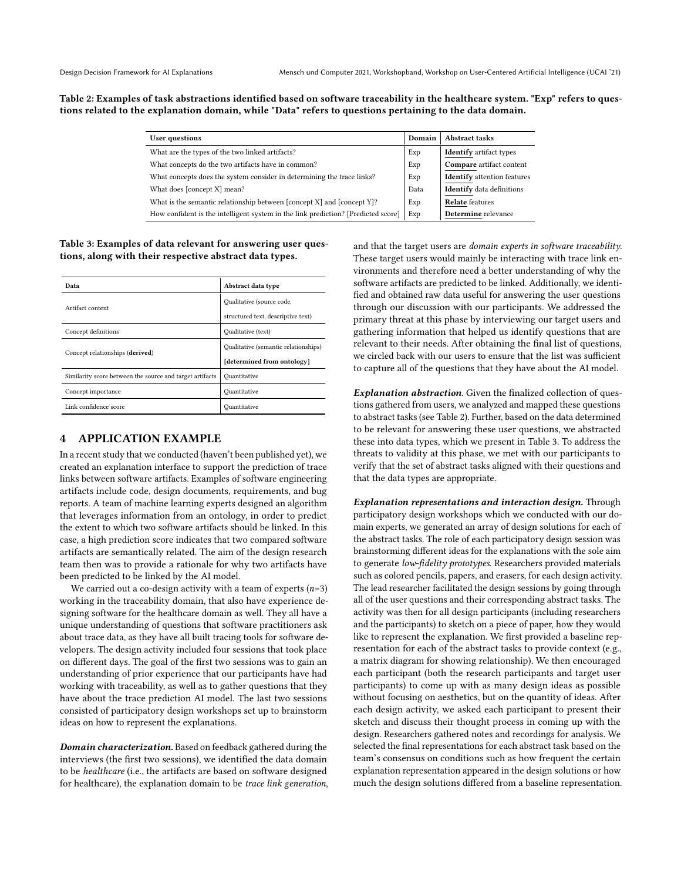**Table 2: Examples of task abstractions identified based on software traceability in the healthcare system. "Exp" refers to questions related to the explanation domain, while "Data" refers to questions pertaining to the data domain.**

| User questions | Domain | Abstract tasks |
|---|---|---|
| What are the types of the two linked artifacts? | Exp | **Identify** artifact types |
| What concepts do the two artifacts have in common? | Exp | **Compare** artifact content |
| What concepts does the system consider in determining the trace links? | Exp | **Identify** attention features |
| What does [concept X] mean? | Data | **Identify** data definitions |
| What is the semantic relationship between [concept X] and [concept Y]? | Exp | **Relate** features |
| How confident is the intelligent system in the link prediction? [Predicted score] | Exp | **Determine** relevance |

**Table 3: Examples of data relevant for answering user questions, along with their respective abstract data types.**

| Data | Abstract data type |
|---|---|
| Artifact content | Qualitative (source code, structured text, descriptive text) |
| Concept definitions | Qualitative (text) |
| Concept relationships (**derived**) | Qualitative (semantic relationships) **[determined from ontology]** |
| Similarity score between the source and target artifacts | Quantitative |
| Concept importance | Quantitative |
| Link confidence score | Quantitative |

## 4 APPLICATION EXAMPLE

In a recent study that we conducted (haven't been published yet), we created an explanation interface to support the prediction of trace links between software artifacts. Examples of software engineering artifacts include code, design documents, requirements, and bug reports. A team of machine learning experts designed an algorithm that leverages information from an ontology, in order to predict the extent to which two software artifacts should be linked. In this case, a high prediction score indicates that two compared software artifacts are semantically related. The aim of the design research team then was to provide a rationale for why two artifacts have been predicted to be linked by the AI model.

We carried out a co-design activity with a team of experts ($n$=3) working in the traceability domain, that also have experience designing software for the healthcare domain as well. They all have a unique understanding of questions that software practitioners ask about trace data, as they have all built tracing tools for software developers. The design activity included four sessions that took place on different days. The goal of the first two sessions was to gain an understanding of prior experience that our participants have had working with traceability, as well as to gather questions that they have about the trace prediction AI model. The last two sessions consisted of participatory design workshops set up to brainstorm ideas on how to represent the explanations.

***Domain characterization.*** Based on feedback gathered during the interviews (the first two sessions), we identified the data domain to be *healthcare* (i.e., the artifacts are based on software designed for healthcare), the explanation domain to be *trace link generation*, and that the target users are *domain experts in software traceability*. These target users would mainly be interacting with trace link environments and therefore need a better understanding of why the software artifacts are predicted to be linked. Additionally, we identified and obtained raw data useful for answering the user questions through our discussion with our participants. We addressed the primary threat at this phase by interviewing our target users and gathering information that helped us identify questions that are relevant to their needs. After obtaining the final list of questions, we circled back with our users to ensure that the list was sufficient to capture all of the questions that they have about the AI model.

***Explanation abstraction.*** Given the finalized collection of questions gathered from users, we analyzed and mapped these questions to abstract tasks (see Table 2). Further, based on the data determined to be relevant for answering these user questions, we abstracted these into data types, which we present in Table 3. To address the threats to validity at this phase, we met with our participants to verify that the set of abstract tasks aligned with their questions and that the data types are appropriate.

***Explanation representations and interaction design.*** Through participatory design workshops which we conducted with our domain experts, we generated an array of design solutions for each of the abstract tasks. The role of each participatory design session was brainstorming different ideas for the explanations with the sole aim to generate *low-fidelity prototypes*. Researchers provided materials such as colored pencils, papers, and erasers, for each design activity. The lead researcher facilitated the design sessions by going through all of the user questions and their corresponding abstract tasks. The activity was then for all design participants (including researchers and the participants) to sketch on a piece of paper, how they would like to represent the explanation. We first provided a baseline representation for each of the abstract tasks to provide context (e.g., a matrix diagram for showing relationship). We then encouraged each participant (both the research participants and target user participants) to come up with as many design ideas as possible without focusing on aesthetics, but on the quantity of ideas. After each design activity, we asked each participant to present their sketch and discuss their thought process in coming up with the design. Researchers gathered notes and recordings for analysis. We selected the final representations for each abstract task based on the team's consensus on conditions such as how frequent the certain explanation representation appeared in the design solutions or how much the design solutions differed from a baseline representation.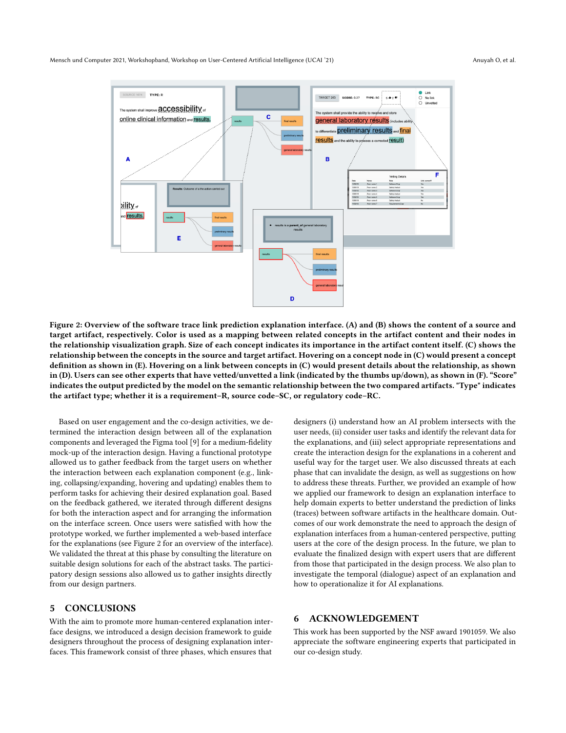Figure 2: Overview of the software trace link prediction explanation interface. (A) and (B) shows the content of a source and target artifact, respectively. Color is used as a mapping between related concepts in the artifact content and their nodes in the relationship visualization graph. Size of each concept indicates its importance in the artifact content itself. (C) shows the relationship between the concepts in the source and target artifact. Hovering on a concept node in (C) would present a concept definition as shown in (E). Hovering on a link between concepts in (C) would present details about the relationship, as shown in (D). Users can see other experts that have vetted/unvetted a link (indicated by the thumbs up/down), as shown in (F). "Score" indicates the output predicted by the model on the semantic relationship between the two compared artifacts. "Type" indicates the artifact type; whether it is a requirement–R, source code–SC, or regulatory code–RC.

Based on user engagement and the co-design activities, we determined the interaction design between all of the explanation components and leveraged the Figma tool [9] for a medium-fidelity mock-up of the interaction design. Having a functional prototype allowed us to gather feedback from the target users on whether the interaction between each explanation component (e.g., linking, collapsing/expanding, hovering and updating) enables them to perform tasks for achieving their desired explanation goal. Based on the feedback gathered, we iterated through different designs for both the interaction aspect and for arranging the information on the interface screen. Once users were satisfied with how the prototype worked, we further implemented a web-based interface for the explanations (see Figure 2 for an overview of the interface). We validated the threat at this phase by consulting the literature on suitable design solutions for each of the abstract tasks. The participatory design sessions also allowed us to gather insights directly from our design partners.

## 5 CONCLUSIONS

With the aim to promote more human-centered explanation interface designs, we introduced a design decision framework to guide designers throughout the process of designing explanation interfaces. This framework consist of three phases, which ensures that designers (i) understand how an AI problem intersects with the user needs, (ii) consider user tasks and identify the relevant data for the explanations, and (iii) select appropriate representations and create the interaction design for the explanations in a coherent and useful way for the target user. We also discussed threats at each phase that can invalidate the design, as well as suggestions on how to address these threats. Further, we provided an example of how we applied our framework to design an explanation interface to help domain experts to better understand the prediction of links (traces) between software artifacts in the healthcare domain. Outcomes of our work demonstrate the need to approach the design of explanation interfaces from a human-centered perspective, putting users at the core of the design process. In the future, we plan to evaluate the finalized design with expert users that are different from those that participated in the design process. We also plan to investigate the temporal (dialogue) aspect of an explanation and how to operationalize it for AI explanations.

## 6 ACKNOWLEDGEMENT

This work has been supported by the NSF award 1901059. We also appreciate the software engineering experts that participated in our co-design study.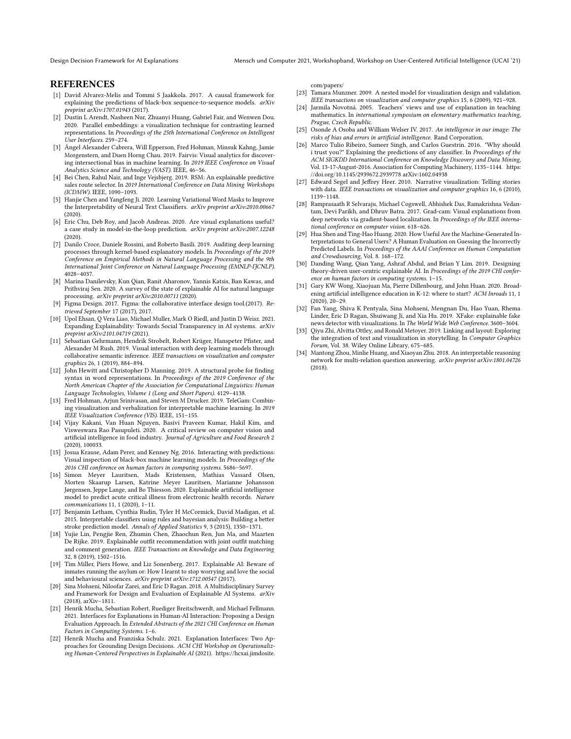## REFERENCES

[1] David Alvarez-Melis and Tommi S Jaakkola. 2017. A causal framework for explaining the predictions of black-box sequence-to-sequence models. *arXiv preprint arXiv:1707.01943* (2017).

[2] Dustin L Arendt, Nasheen Nur, Zhuanyi Huang, Gabriel Fair, and Wenwen Dou. 2020. Parallel embeddings: a visualization technique for contrasting learned representations. In *Proceedings of the 25th International Conference on Intelligent User Interfaces*. 259–274.

[3] Ángel Alexander Cabrera, Will Epperson, Fred Hohman, Minsuk Kahng, Jamie Morgenstern, and Duen Horng Chau. 2019. Fairvis: Visual analytics for discovering intersectional bias in machine learning. In *2019 IEEE Conference on Visual Analytics Science and Technology (VAST)*. IEEE, 46–56.

[4] Bei Chen, Rahul Nair, and Inge Vejsbjerg. 2019. RSM: An explainable predictive sales route selector. In *2019 International Conference on Data Mining Workshops (ICDMW)*. IEEE, 1090–1093.

[5] Hanjie Chen and Yangfeng Ji. 2020. Learning Variational Word Masks to Improve the Interpretability of Neural Text Classifiers. *arXiv preprint arXiv:2010.00667* (2020).

[6] Eric Chu, Deb Roy, and Jacob Andreas. 2020. Are visual explanations useful? a case study in model-in-the-loop prediction. *arXiv preprint arXiv:2007.12248* (2020).

[7] Danilo Croce, Daniele Rossini, and Roberto Basili. 2019. Auditing deep learning processes through kernel-based explanatory models. In *Proceedings of the 2019 Conference on Empirical Methods in Natural Language Processing and the 9th International Joint Conference on Natural Language Processing (EMNLP-IJCNLP)*. 4028–4037.

[8] Marina Danilevsky, Kun Qian, Ranit Aharonov, Yannis Katsis, Ban Kawas, and Prithviraj Sen. 2020. A survey of the state of explainable AI for natural language processing. *arXiv preprint arXiv:2010.00711* (2020).

[9] Figma Design. 2017. Figma: the collaborative interface design tool.(2017). *Retrieved September* 17 (2017), 2017.

[10] Upol Ehsan, Q Vera Liao, Michael Muller, Mark O Riedl, and Justin D Weisz. 2021. Expanding Explainability: Towards Social Transparency in AI systems. *arXiv preprint arXiv:2101.04719* (2021).

[11] Sebastian Gehrmann, Hendrik Strobelt, Robert Krüger, Hanspeter Pfister, and Alexander M Rush. 2019. Visual interaction with deep learning models through collaborative semantic inference. *IEEE transactions on visualization and computer graphics* 26, 1 (2019), 884–894.

[12] John Hewitt and Christopher D Manning. 2019. A structural probe for finding syntax in word representations. In *Proceedings of the 2019 Conference of the North American Chapter of the Association for Computational Linguistics: Human Language Technologies, Volume 1 (Long and Short Papers)*. 4129–4138.

[13] Fred Hohman, Arjun Srinivasan, and Steven M Drucker. 2019. TeleGam: Combining visualization and verbalization for interpretable machine learning. In *2019 IEEE Visualization Conference (VIS)*. IEEE, 151–155.

[14] Vijay Kakani, Van Huan Nguyen, Basivi Praveen Kumar, Hakil Kim, and Visweswara Rao Pasupuleti. 2020. A critical review on computer vision and artificial intelligence in food industry. *Journal of Agriculture and Food Research* 2 (2020), 100033.

[15] Josua Krause, Adam Perer, and Kenney Ng. 2016. Interacting with predictions: Visual inspection of black-box machine learning models. In *Proceedings of the 2016 CHI conference on human factors in computing systems*. 5686–5697.

[16] Simon Meyer Lauritsen, Mads Kristensen, Mathias Vassard Olsen, Morten Skaarup Larsen, Katrine Meyer Lauritsen, Marianne Johansson Jørgensen, Jeppe Lange, and Bo Thiesson. 2020. Explainable artificial intelligence model to predict acute critical illness from electronic health records. *Nature communications* 11, 1 (2020), 1–11.

[17] Benjamin Letham, Cynthia Rudin, Tyler H McCormick, David Madigan, et al. 2015. Interpretable classifiers using rules and bayesian analysis: Building a better stroke prediction model. *Annals of Applied Statistics* 9, 3 (2015), 1350–1371.

[18] Yujie Lin, Pengjie Ren, Zhumin Chen, Zhaochun Ren, Jun Ma, and Maarten De Rijke. 2019. Explainable outfit recommendation with joint outfit matching and comment generation. *IEEE Transactions on Knowledge and Data Engineering* 32, 8 (2019), 1502–1516.

[19] Tim Miller, Piers Howe, and Liz Sonenberg. 2017. Explainable AI: Beware of inmates running the asylum or: How I learnt to stop worrying and love the social and behavioural sciences. *arXiv preprint arXiv:1712.00547* (2017).

[20] Sina Mohseni, Niloofar Zarei, and Eric D Ragan. 2018. A Multidisciplinary Survey and Framework for Design and Evaluation of Explainable AI Systems. *arXiv* (2018), arXiv–1811.

[21] Henrik Mucha, Sebastian Robert, Ruediger Breitschwerdt, and Michael Fellmann. 2021. Interfaces for Explanations in Human-AI Interaction: Proposing a Design Evaluation Approach. In *Extended Abstracts of the 2021 CHI Conference on Human Factors in Computing Systems*. 1–6.

[22] Henrik Mucha and Franziska Schulz. 2021. Explanation Interfaces: Two Approaches for Grounding Design Decisions. *ACM CHI Workshop on Operationalizing Human-Centered Perspectives in Explainable AI* (2021). https://hcxai.jimdosite.com/papers/

[23] Tamara Munzner. 2009. A nested model for visualization design and validation. *IEEE transactions on visualization and computer graphics* 15, 6 (2009), 921–928.

[24] Jarmila Novotná. 2005. Teachers' views and use of explanation in teaching mathematics. In *international symposium on elementary mathematics teaching, Prague, Czech Republic*.

[25] Osonde A Osoba and William Welser IV. 2017. *An intelligence in our image: The risks of bias and errors in artificial intelligence.* Rand Corporation.

[26] Marco Tulio Ribeiro, Sameer Singh, and Carlos Guestrin. 2016. "Why should i trust you?" Explaining the predictions of any classifier. In *Proceedings of the ACM SIGKDD International Conference on Knowledge Discovery and Data Mining*, Vol. 13-17-August-2016. Association for Computing Machinery, 1135–1144. https://doi.org/10.1145/2939672.2939778 arXiv:1602.04938

[27] Edward Segel and Jeffrey Heer. 2010. Narrative visualization: Telling stories with data. *IEEE transactions on visualization and computer graphics* 16, 6 (2010), 1139–1148.

[28] Ramprasaath R Selvaraju, Michael Cogswell, Abhishek Das, Ramakrishna Vedantam, Devi Parikh, and Dhruv Batra. 2017. Grad-cam: Visual explanations from deep networks via gradient-based localization. In *Proceedings of the IEEE international conference on computer vision*. 618–626.

[29] Hua Shen and Ting-Hao Huang. 2020. How Useful Are the Machine-Generated Interpretations to General Users? A Human Evaluation on Guessing the Incorrectly Predicted Labels. In *Proceedings of the AAAI Conference on Human Computation and Crowdsourcing*, Vol. 8. 168–172.

[30] Danding Wang, Qian Yang, Ashraf Abdul, and Brian Y Lim. 2019. Designing theory-driven user-centric explainable AI. In *Proceedings of the 2019 CHI conference on human factors in computing systems*. 1–15.

[31] Gary KW Wong, Xiaojuan Ma, Pierre Dillenbourg, and John Huan. 2020. Broadening artificial intelligence education in K-12: where to start? *ACM Inroads* 11, 1 (2020), 20–29.

[32] Fan Yang, Shiva K Pentyala, Sina Mohseni, Mengnan Du, Hao Yuan, Rhema Linder, Eric D Ragan, Shuiwang Ji, and Xia Hu. 2019. XFake: explainable fake news detector with visualizations. In *The World Wide Web Conference*. 3600–3604.

[33] Qiyu Zhi, Alvitta Ottley, and Ronald Metoyer. 2019. Linking and layout: Exploring the integration of text and visualization in storytelling. In *Computer Graphics Forum*, Vol. 38. Wiley Online Library, 675–685.

[34] Mantong Zhou, Minlie Huang, and Xiaoyan Zhu. 2018. An interpretable reasoning network for multi-relation question answering. *arXiv preprint arXiv:1801.04726* (2018).